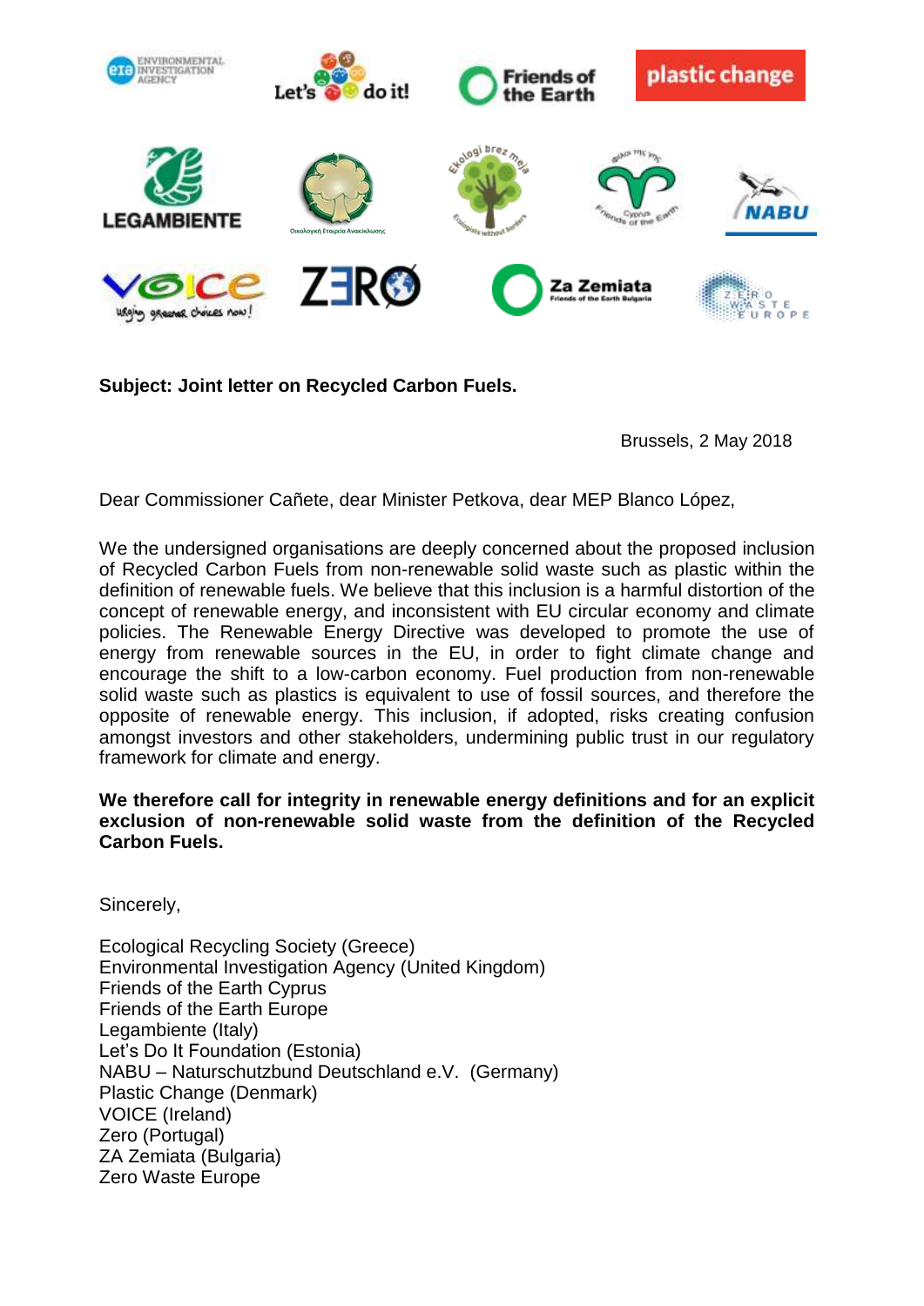**Subject: Joint letter on Recycled Carbon Fuels.**

Brussels, 2 May 2018

Dear Commissioner Cañete, dear Minister Petkova, dear MEP Blanco López,

We the undersigned organisations are deeply concerned about the proposed inclusion of Recycled Carbon Fuels from non-renewable solid waste such as plastic within the definition of renewable fuels. We believe that this inclusion is a harmful distortion of the concept of renewable energy, and inconsistent with EU circular economy and climate policies. The Renewable Energy Directive was developed to promote the use of energy from renewable sources in the EU, in order to fight climate change and encourage the shift to a low-carbon economy. Fuel production from non-renewable solid waste such as plastics is equivalent to use of fossil sources, and therefore the opposite of renewable energy. This inclusion, if adopted, risks creating confusion amongst investors and other stakeholders, undermining public trust in our regulatory framework for climate and energy.

**We therefore call for integrity in renewable energy definitions and for an explicit exclusion of non-renewable solid waste from the definition of the Recycled Carbon Fuels.**

Sincerely,

Ecological Recycling Society (Greece)
Environmental Investigation Agency (United Kingdom)
Friends of the Earth Cyprus
Friends of the Earth Europe
Legambiente (Italy)
Let's Do It Foundation (Estonia)
NABU – Naturschutzbund Deutschland e.V. (Germany)
Plastic Change (Denmark)
VOICE (Ireland)
Zero (Portugal)
ZA Zemiata (Bulgaria)
Zero Waste Europe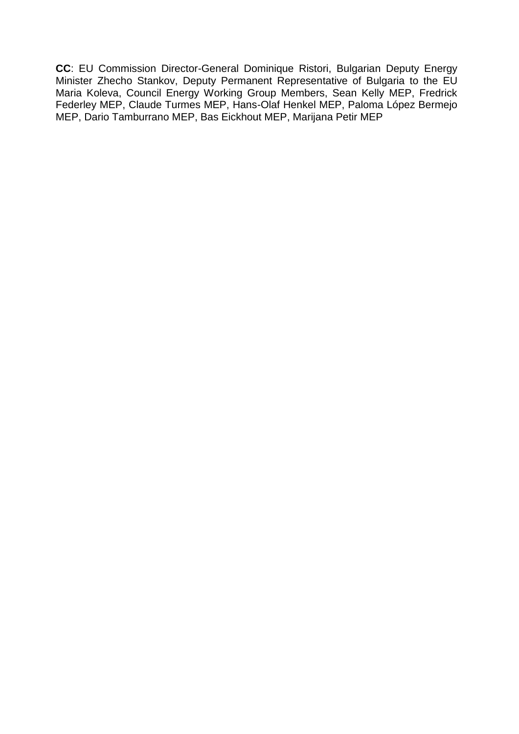**CC**: EU Commission Director-General Dominique Ristori, Bulgarian Deputy Energy Minister Zhecho Stankov, Deputy Permanent Representative of Bulgaria to the EU Maria Koleva, Council Energy Working Group Members, Sean Kelly MEP, Fredrick Federley MEP, Claude Turmes MEP, Hans-Olaf Henkel MEP, Paloma López Bermejo MEP, Dario Tamburrano MEP, Bas Eickhout MEP, Marijana Petir MEP